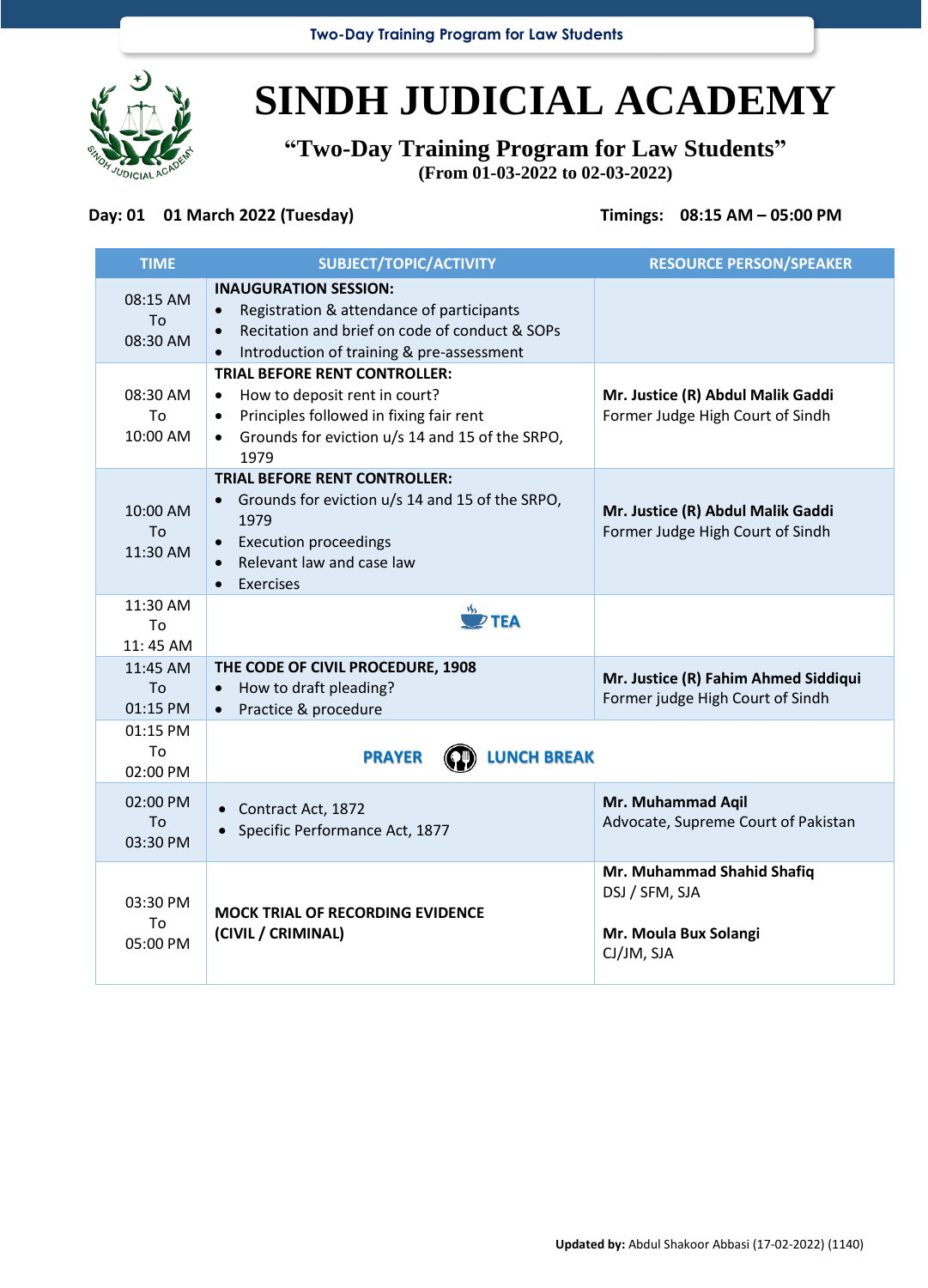# SINDH JUDICIAL ACADEMY

## "Two-Day Training Program for Law Students"

**(From 01-03-2022 to 02-03-2022)**

**Day: 01 01 March 2022 (Tuesday)** **Timings: 08:15 AM – 05:00 PM**

| TIME | SUBJECT/TOPIC/ACTIVITY | RESOURCE PERSON/SPEAKER |
|---|---|---|
| 08:15 AM To 08:30 AM | **INAUGURATION SESSION:**<br>• Registration & attendance of participants<br>• Recitation and brief on code of conduct & SOPs<br>• Introduction of training & pre-assessment | |
| 08:30 AM To 10:00 AM | **TRIAL BEFORE RENT CONTROLLER:**<br>• How to deposit rent in court?<br>• Principles followed in fixing fair rent<br>• Grounds for eviction u/s 14 and 15 of the SRPO, 1979 | **Mr. Justice (R) Abdul Malik Gaddi**<br>Former Judge High Court of Sindh |
| 10:00 AM To 11:30 AM | **TRIAL BEFORE RENT CONTROLLER:**<br>• Grounds for eviction u/s 14 and 15 of the SRPO, 1979<br>• Execution proceedings<br>• Relevant law and case law<br>• Exercises | **Mr. Justice (R) Abdul Malik Gaddi**<br>Former Judge High Court of Sindh |
| 11:30 AM To 11: 45 AM | TEA | |
| 11:45 AM To 01:15 PM | **THE CODE OF CIVIL PROCEDURE, 1908**<br>• How to draft pleading?<br>• Practice & procedure | **Mr. Justice (R) Fahim Ahmed Siddiqui**<br>Former judge High Court of Sindh |
| 01:15 PM To 02:00 PM | PRAYER LUNCH BREAK | |
| 02:00 PM To 03:30 PM | • Contract Act, 1872<br>• Specific Performance Act, 1877 | **Mr. Muhammad Aqil**<br>Advocate, Supreme Court of Pakistan |
| 03:30 PM To 05:00 PM | **MOCK TRIAL OF RECORDING EVIDENCE (CIVIL / CRIMINAL)** | **Mr. Muhammad Shahid Shafiq**<br>DSJ / SFM, SJA<br><br>**Mr. Moula Bux Solangi**<br>CJ/JM, SJA |

**Updated by:** Abdul Shakoor Abbasi (17-02-2022) (1140)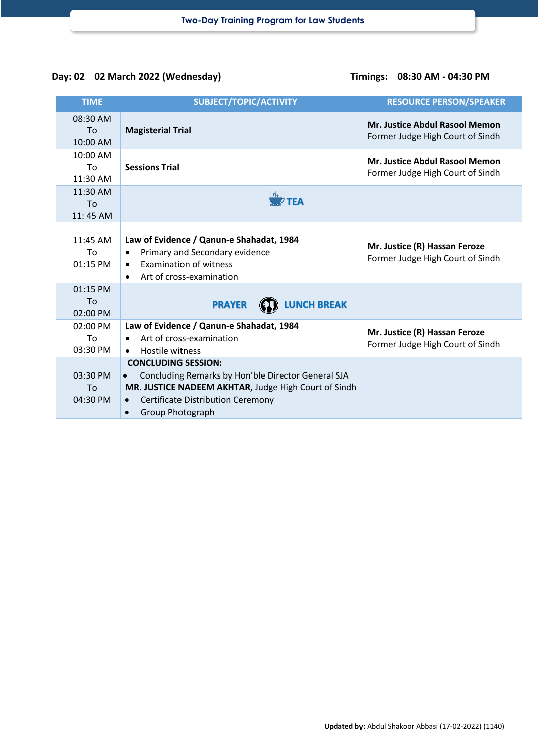Two-Day Training Program for Law Students

**Day: 02  02 March 2022 (Wednesday)**  **Timings: 08:30 AM - 04:30 PM**

| TIME | SUBJECT/TOPIC/ACTIVITY | RESOURCE PERSON/SPEAKER |
|---|---|---|
| 08:30 AM To 10:00 AM | **Magisterial Trial** | **Mr. Justice Abdul Rasool Memon** Former Judge High Court of Sindh |
| 10:00 AM To 11:30 AM | **Sessions Trial** | **Mr. Justice Abdul Rasool Memon** Former Judge High Court of Sindh |
| 11:30 AM To 11: 45 AM | **TEA** | |
| 11:45 AM To 01:15 PM | **Law of Evidence / Qanun-e Shahadat, 1984** <br>• Primary and Secondary evidence <br>• Examination of witness <br>• Art of cross-examination | **Mr. Justice (R) Hassan Feroze** Former Judge High Court of Sindh |
| 01:15 PM To 02:00 PM | **PRAYER  LUNCH BREAK** | |
| 02:00 PM To 03:30 PM | **Law of Evidence / Qanun-e Shahadat, 1984** <br>• Art of cross-examination <br>• Hostile witness | **Mr. Justice (R) Hassan Feroze** Former Judge High Court of Sindh |
| 03:30 PM To 04:30 PM | **CONCLUDING SESSION:** <br>• Concluding Remarks by Hon'ble Director General SJA **MR. JUSTICE NADEEM AKHTAR,** Judge High Court of Sindh <br>• Certificate Distribution Ceremony <br>• Group Photograph | |

**Updated by:** Abdul Shakoor Abbasi (17-02-2022) (1140)